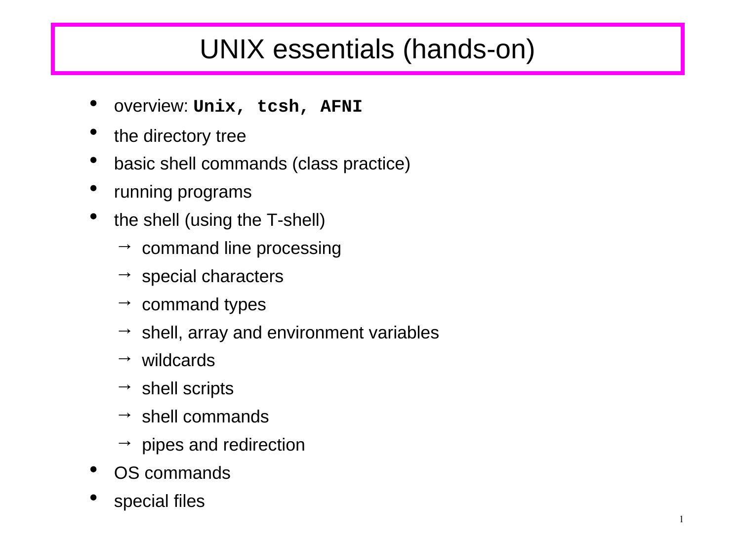# UNIX essentials (hands-on)

- overview: **`Unix, tcsh, AFNI`**
- the directory tree
- basic shell commands (class practice)
- running programs
- the shell (using the T-shell)
  - → command line processing
  - → special characters
  - → command types
  - → shell, array and environment variables
  - → wildcards
  - → shell scripts
  - → shell commands
  - → pipes and redirection
- OS commands
- special files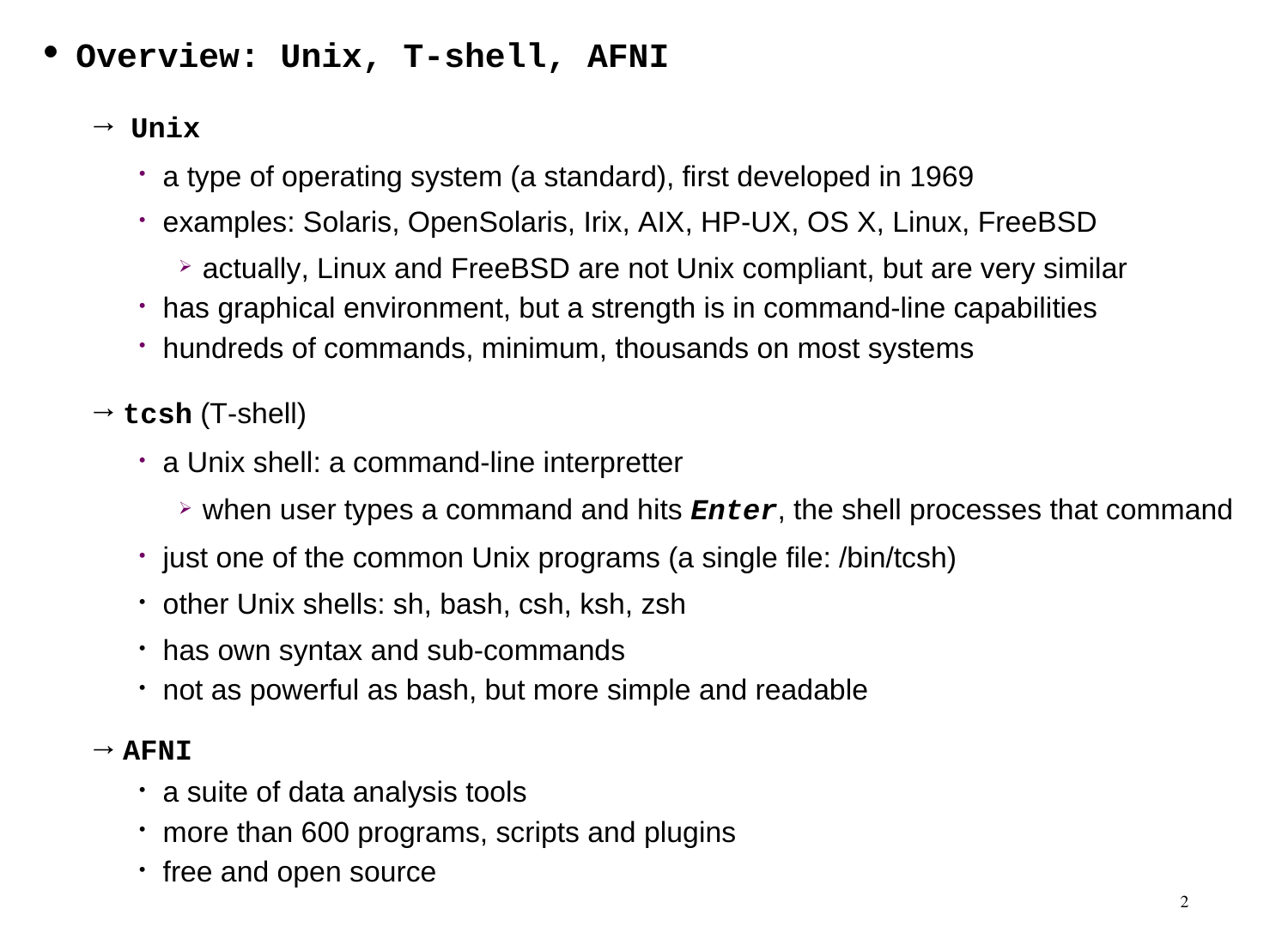- **Overview: Unix, T-shell, AFNI**

  - **Unix**
    - a type of operating system (a standard), first developed in 1969
    - examples: Solaris, OpenSolaris, Irix, AIX, HP-UX, OS X, Linux, FreeBSD
      - actually, Linux and FreeBSD are not Unix compliant, but are very similar
    - has graphical environment, but a strength is in command-line capabilities
    - hundreds of commands, minimum, thousands on most systems

  - **tcsh** (T-shell)
    - a Unix shell: a command-line interpretter
      - when user types a command and hits ***Enter***, the shell processes that command
    - just one of the common Unix programs (a single file: /bin/tcsh)
    - other Unix shells: sh, bash, csh, ksh, zsh
    - has own syntax and sub-commands
    - not as powerful as bash, but more simple and readable

  - **AFNI**
    - a suite of data analysis tools
    - more than 600 programs, scripts and plugins
    - free and open source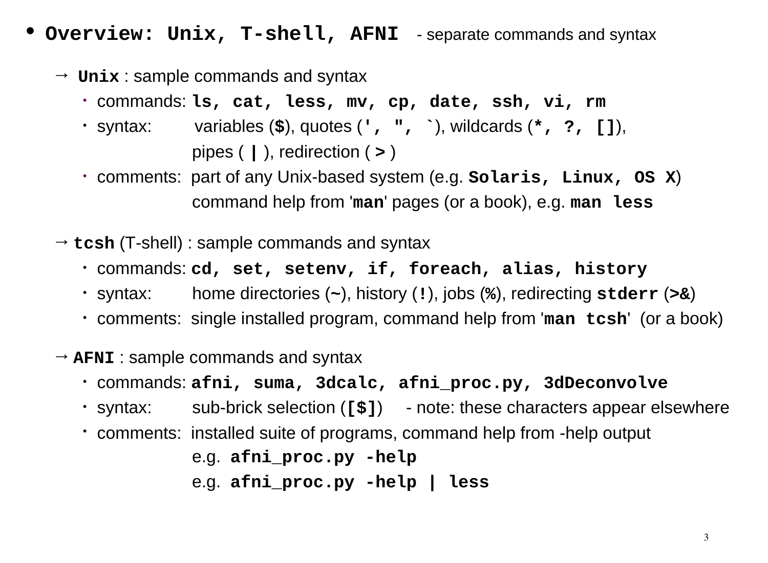- **Overview: Unix, T-shell, AFNI** - separate commands and syntax

  - → **Unix** : sample commands and syntax
    - commands: **ls, cat, less, mv, cp, date, ssh, vi, rm**
    - syntax: variables (**$**), quotes (**', ", `**), wildcards (**\*, ?, []**),
      pipes ( **|** ), redirection ( **>** )
    - comments: part of any Unix-based system (e.g. **Solaris, Linux, OS X**)
      command help from '**man**' pages (or a book), e.g. **man less**

  - → **tcsh** (T-shell) : sample commands and syntax
    - commands: **cd, set, setenv, if, foreach, alias, history**
    - syntax: home directories (**~**), history (**!**), jobs (**%**), redirecting **stderr** (**>&**)
    - comments: single installed program, command help from '**man tcsh**' (or a book)

  - → **AFNI** : sample commands and syntax
    - commands: **afni, suma, 3dcalc, afni_proc.py, 3dDeconvolve**
    - syntax: sub-brick selection (**[$]**) - note: these characters appear elsewhere
    - comments: installed suite of programs, command help from -help output
      e.g. **afni_proc.py -help**
      e.g. **afni_proc.py -help | less**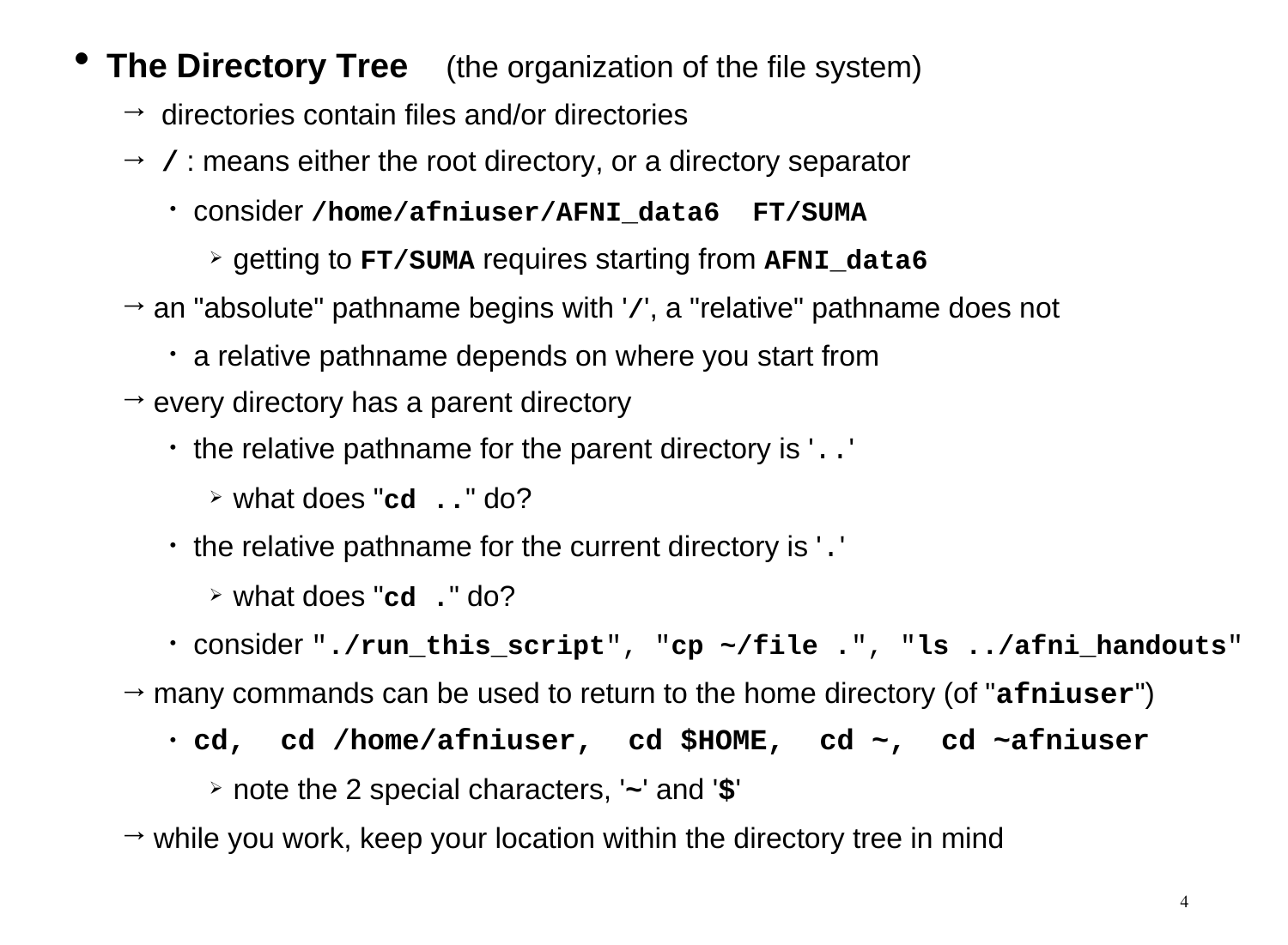- **The Directory Tree** (the organization of the file system)
  - → directories contain files and/or directories
  - → **/** : means either the root directory, or a directory separator
    - consider **/home/afniuser/AFNI_data6  FT/SUMA**
      - getting to **FT/SUMA** requires starting from **AFNI_data6**
  - → an "absolute" pathname begins with '**/**', a "relative" pathname does not
    - a relative pathname depends on where you start from
  - → every directory has a parent directory
    - the relative pathname for the parent directory is '**..**'
      - what does "**cd ..**" do?
    - the relative pathname for the current directory is '**.**'
      - what does "**cd .**" do?
    - consider "**./run_this_script**", "**cp ~/file .**", "**ls ../afni_handouts**"
  - → many commands can be used to return to the home directory (of "**afniuser**")
    - **cd,  cd /home/afniuser,  cd $HOME,  cd ~,  cd ~afniuser**
      - note the 2 special characters, '**~**' and '**$**'
  - → while you work, keep your location within the directory tree in mind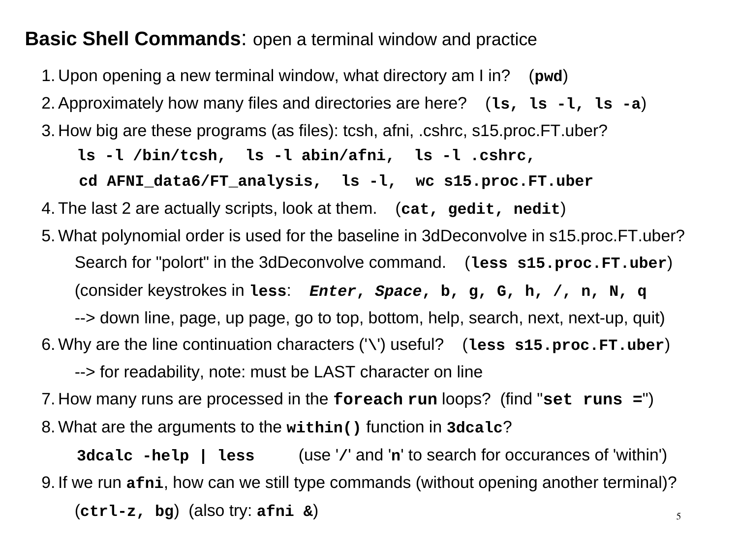**Basic Shell Commands**: open a terminal window and practice

1. Upon opening a new terminal window, what directory am I in? (**`pwd`**)
2. Approximately how many files and directories are here? (**`ls, ls -l, ls -a`**)
3. How big are these programs (as files): tcsh, afni, .cshrc, s15.proc.FT.uber?

   **`ls -l /bin/tcsh,  ls -l abin/afni,  ls -l .cshrc,`**

   **`cd AFNI_data6/FT_analysis,  ls -l,  wc s15.proc.FT.uber`**
4. The last 2 are actually scripts, look at them. (**`cat, gedit, nedit`**)
5. What polynomial order is used for the baseline in 3dDeconvolve in s15.proc.FT.uber?

   Search for "polort" in the 3dDeconvolve command. (**`less s15.proc.FT.uber`**)

   (consider keystrokes in **`less`**: ***`Enter`***, ***`Space`***, **`b, g, G, h, /, n, N, q`**

   --> down line, page, up page, go to top, bottom, help, search, next, next-up, quit)
6. Why are the line continuation characters ('**`\`**') useful? (**`less s15.proc.FT.uber`**)

   --> for readability, note: must be LAST character on line
7. How many runs are processed in the **`foreach run`** loops? (find "**`set runs =`**")
8. What are the arguments to the **`within()`** function in **`3dcalc`**?

   **`3dcalc -help | less`** (use '**`/`**' and '**`n`**' to search for occurances of 'within')
9. If we run **`afni`**, how can we still type commands (without opening another terminal)?

   (**`ctrl-z, bg`**) (also try: **`afni &`**)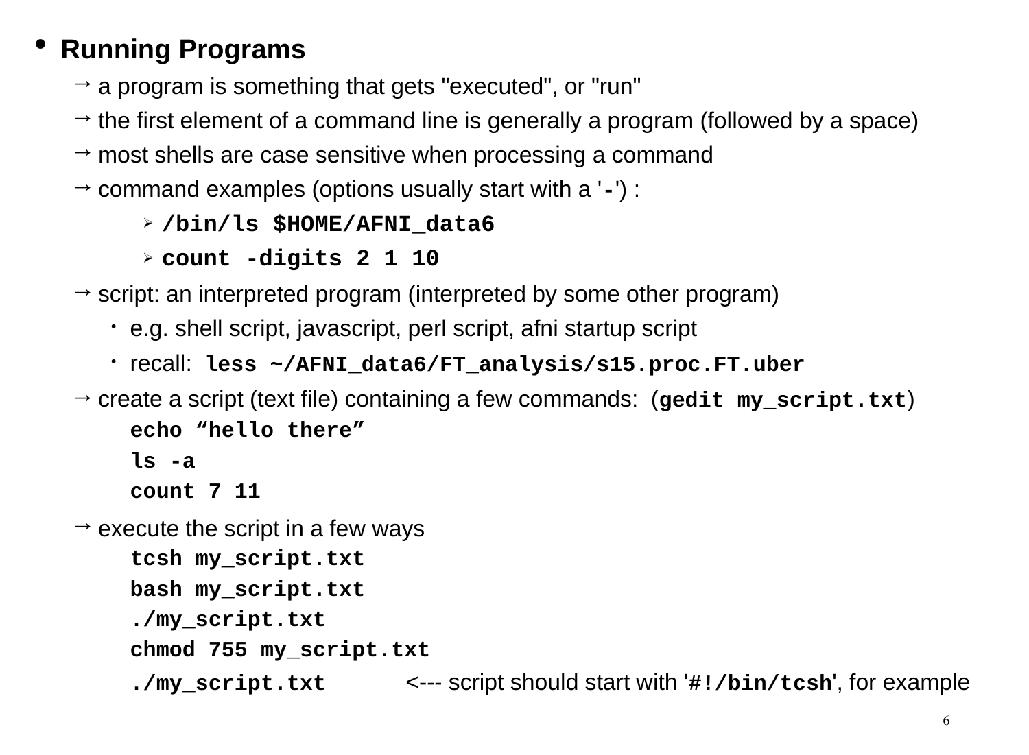- **Running Programs**
  - → a program is something that gets "executed", or "run"
  - → the first element of a command line is generally a program (followed by a space)
  - → most shells are case sensitive when processing a command
  - → command examples (options usually start with a '**-**') :
    - ➢ **`/bin/ls $HOME/AFNI_data6`**
    - ➢ **`count -digits 2 1 10`**
  - → script: an interpreted program (interpreted by some other program)
    - e.g. shell script, javascript, perl script, afni startup script
    - recall: **`less ~/AFNI_data6/FT_analysis/s15.proc.FT.uber`**
  - → create a script (text file) containing a few commands: (**`gedit my_script.txt`**)

```
echo “hello there”
ls -a
count 7 11
```

  - → execute the script in a few ways

```
tcsh my_script.txt
bash my_script.txt
./my_script.txt
chmod 755 my_script.txt
./my_script.txt
```

<--- script should start with '**`#!/bin/tcsh`**', for example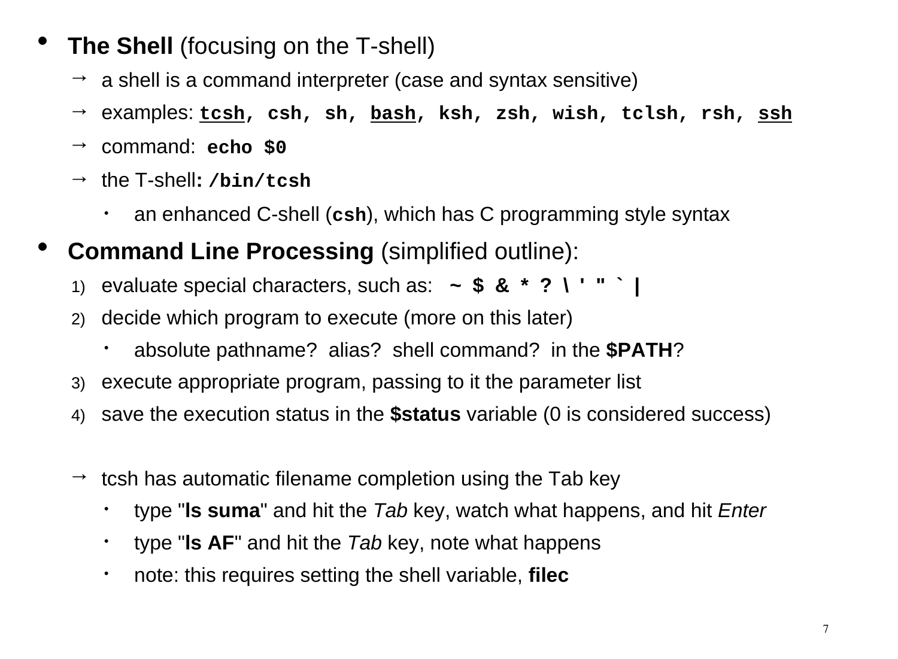- **The Shell** (focusing on the T-shell)
  - → a shell is a command interpreter (case and syntax sensitive)
  - → examples: <u>**`tcsh`**</u>**`, csh, sh, `**<u>**`bash`**</u>**`, ksh, zsh, wish, tclsh, rsh, `**<u>**`ssh`**</u>
  - → command: **`echo $0`**
  - → the T-shell**: `/bin/tcsh`**
    - an enhanced C-shell (**`csh`**), which has C programming style syntax
- **Command Line Processing** (simplified outline):
  1) evaluate special characters, such as: **`~ $ & * ? \ ' " ` |`**
  2) decide which program to execute (more on this later)
     - absolute pathname? alias? shell command? in the **`$PATH`**?
  3) execute appropriate program, passing to it the parameter list
  4) save the execution status in the **$status** variable (0 is considered success)

  - → tcsh has automatic filename completion using the Tab key
    - type "**ls suma**" and hit the *Tab* key, watch what happens, and hit *Enter*
    - type "**ls AF**" and hit the *Tab* key, note what happens
    - note: this requires setting the shell variable, **filec**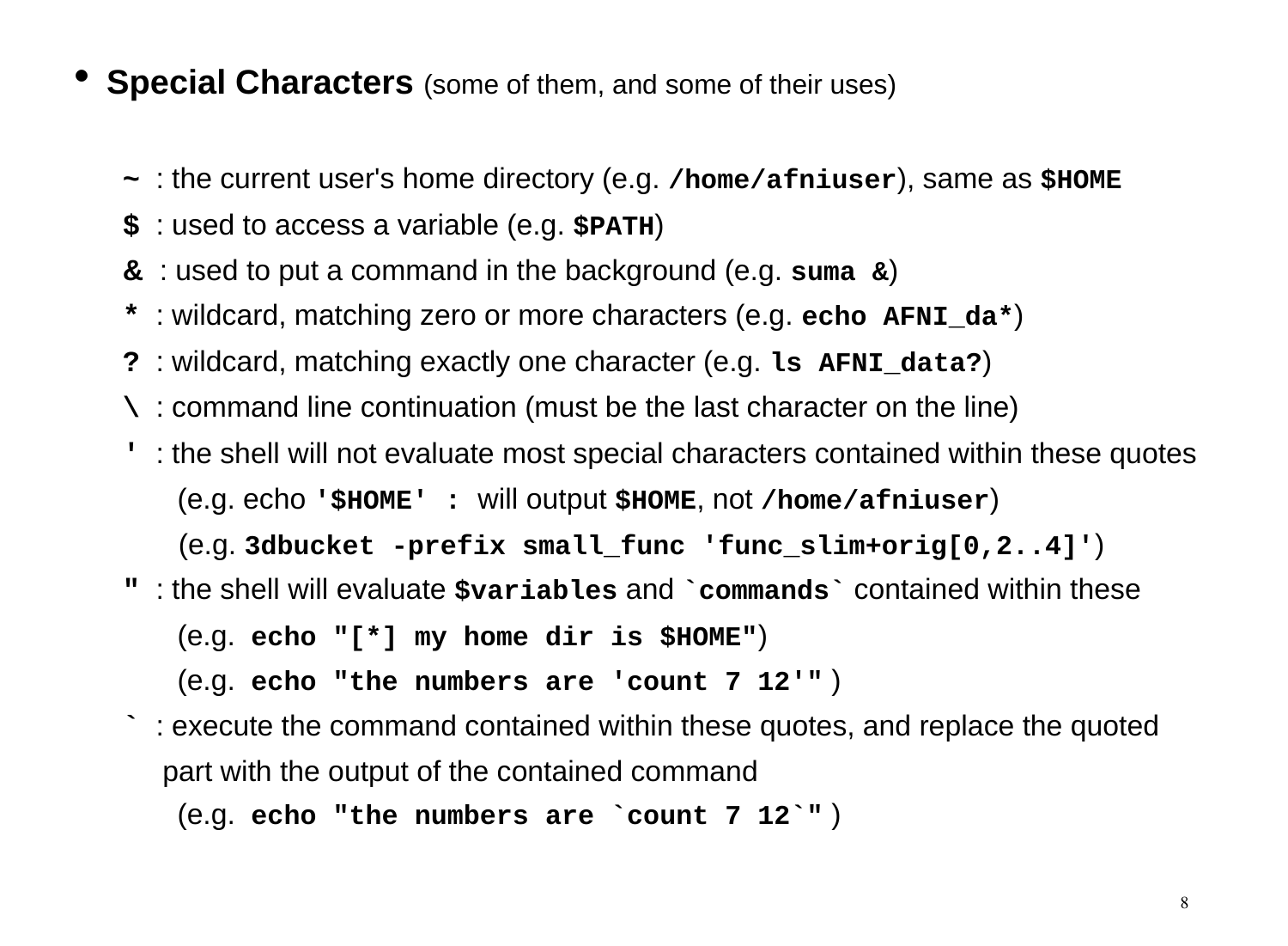- **Special Characters** (some of them, and some of their uses)

  **`~`** : the current user's home directory (e.g. **`/home/afniuser`**), same as **`$HOME`**

  **`$`** : used to access a variable (e.g. **`$PATH`**)

  **`&`** : used to put a command in the background (e.g. **`suma &`**)

  **`*`** : wildcard, matching zero or more characters (e.g. **`echo AFNI_da*`**)

  **`?`** : wildcard, matching exactly one character (e.g. **`ls AFNI_data?`**)

  **`\`** : command line continuation (must be the last character on the line)

  **`'`** : the shell will not evaluate most special characters contained within these quotes

  (e.g. echo **`'$HOME' :`** will output **`$HOME`**, not **`/home/afniuser`**)

  (e.g. **`3dbucket -prefix small_func 'func_slim+orig[0,2..4]'`**)

  **`"`** : the shell will evaluate **`$variables`** and **`` `commands` ``** contained within these

  (e.g. **`echo "[*] my home dir is $HOME"`**)

  (e.g. **`echo "the numbers are 'count 7 12'"`** )

  **`` ` ``** : execute the command contained within these quotes, and replace the quoted part with the output of the contained command

  (e.g. **``echo "the numbers are `count 7 12`"``** )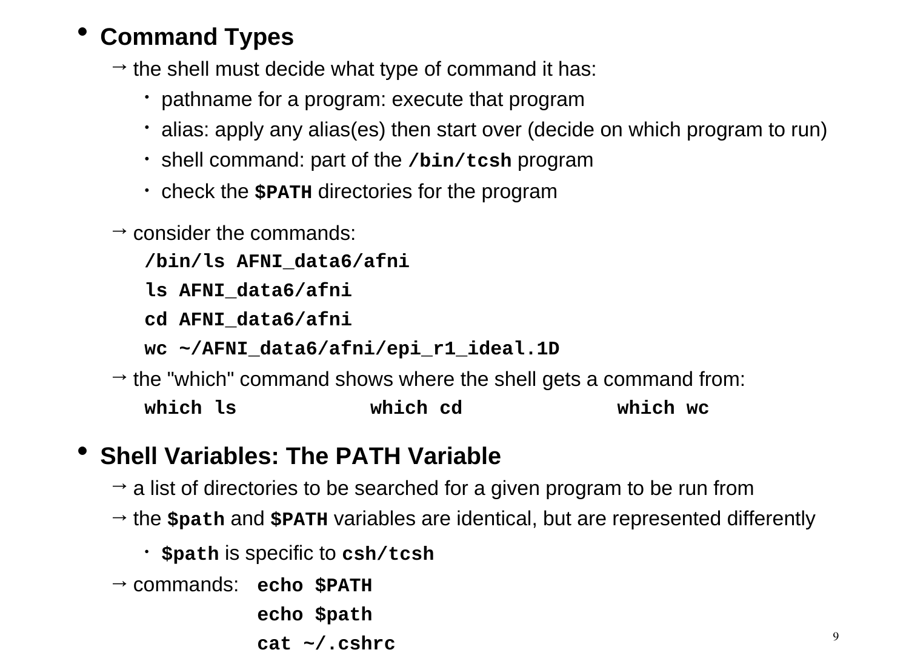- **Command Types**
  - → the shell must decide what type of command it has:
    - pathname for a program: execute that program
    - alias: apply any alias(es) then start over (decide on which program to run)
    - shell command: part of the **`/bin/tcsh`** program
    - check the **`$PATH`** directories for the program
  - → consider the commands:

    ```
    /bin/ls AFNI_data6/afni
    ls AFNI_data6/afni
    cd AFNI_data6/afni
    wc ~/AFNI_data6/afni/epi_r1_ideal.1D
    ```

  - → the "which" command shows where the shell gets a command from:

    ```
    which ls        which cd        which wc
    ```

- **Shell Variables: The PATH Variable**
  - → a list of directories to be searched for a given program to be run from
  - → the **`$path`** and **`$PATH`** variables are identical, but are represented differently
    - **`$path`** is specific to **`csh/tcsh`**
  - → commands:

    ```
    echo $PATH
    echo $path
    cat ~/.cshrc
    ```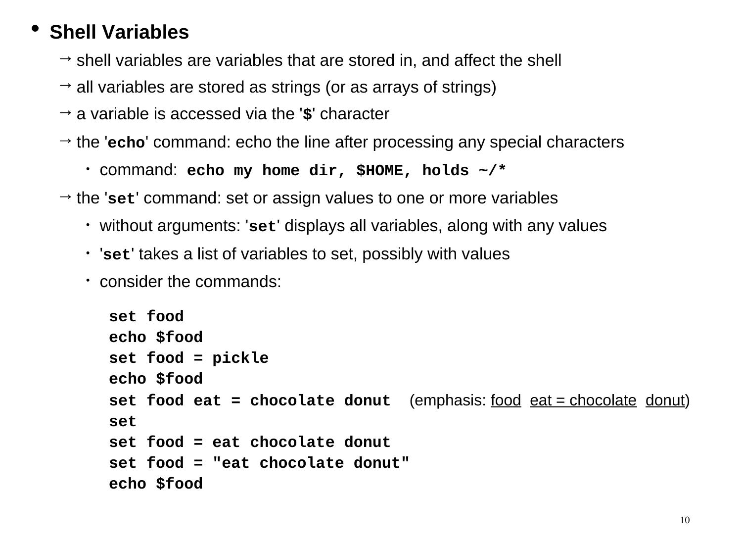- **Shell Variables**
  - → shell variables are variables that are stored in, and affect the shell
  - → all variables are stored as strings (or as arrays of strings)
  - → a variable is accessed via the '**`$`**' character
  - → the '**`echo`**' command: echo the line after processing any special characters
    - command: **`echo my home dir, $HOME, holds ~/*`**
  - → the '**`set`**' command: set or assign values to one or more variables
    - without arguments: '**`set`**' displays all variables, along with any values
    - '**`set`**' takes a list of variables to set, possibly with values
    - consider the commands:

```
set food
echo $food
set food = pickle
echo $food
set food eat = chocolate donut
set
set food = eat chocolate donut
set food = "eat chocolate donut"
echo $food
```

(emphasis on `set food eat = chocolate donut`: <u>food</u> <u>eat = chocolate</u> <u>donut</u>)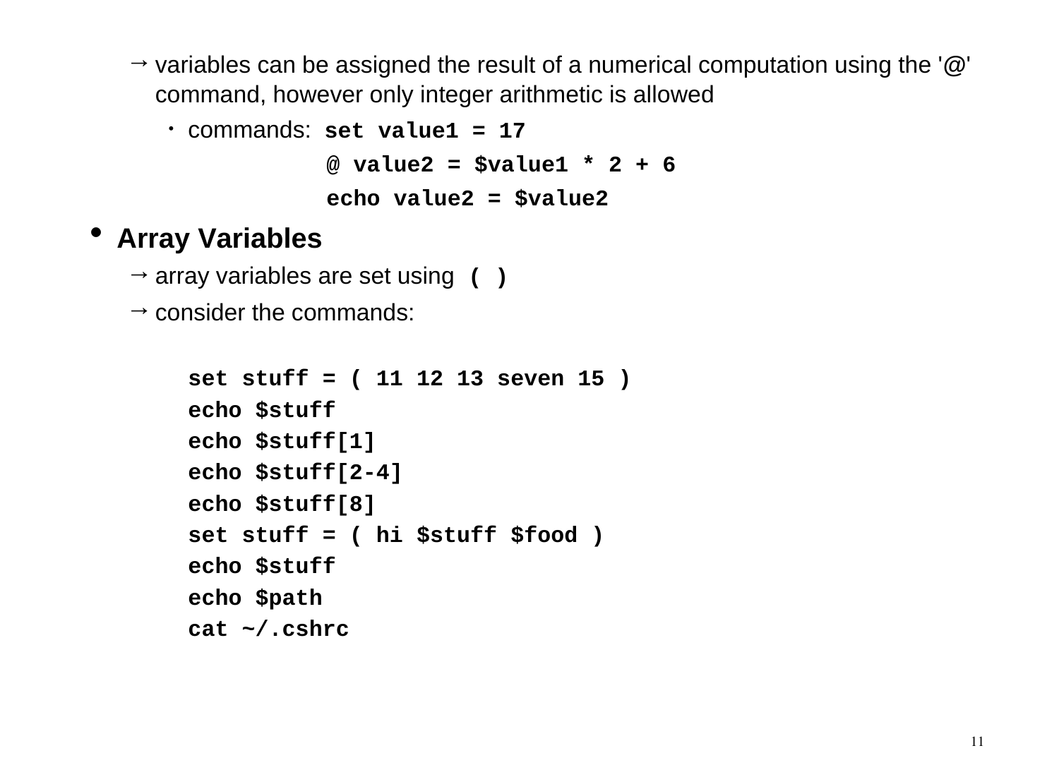- variables can be assigned the result of a numerical computation using the '@' command, however only integer arithmetic is allowed
  - commands:

    ```
    set value1 = 17
    @ value2 = $value1 * 2 + 6
    echo value2 = $value2
    ```

- **Array Variables**
  - array variables are set using **( )**
  - consider the commands:

```
set stuff = ( 11 12 13 seven 15 )
echo $stuff
echo $stuff[1]
echo $stuff[2-4]
echo $stuff[8]
set stuff = ( hi $stuff $food )
echo $stuff
echo $path
cat ~/.cshrc
```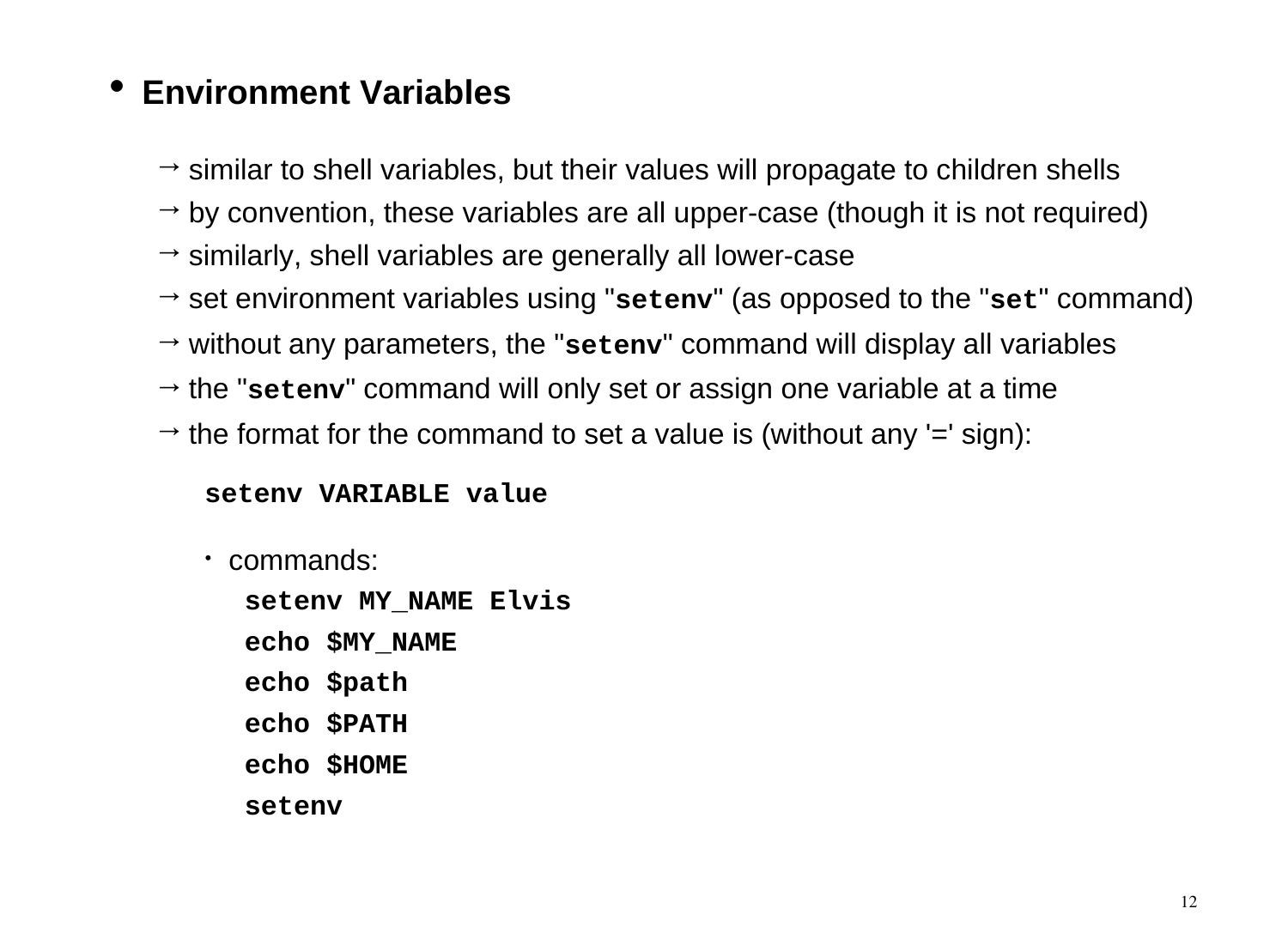- **Environment Variables**

  → similar to shell variables, but their values will propagate to children shells

  → by convention, these variables are all upper-case (though it is not required)

  → similarly, shell variables are generally all lower-case

  → set environment variables using "**`setenv`**" (as opposed to the "**`set`**" command)

  → without any parameters, the "**`setenv`**" command will display all variables

  → the "**`setenv`**" command will only set or assign one variable at a time

  → the format for the command to set a value is (without any '=' sign):

```
setenv VARIABLE value
```

  - commands:

```
setenv MY_NAME Elvis
echo $MY_NAME
echo $path
echo $PATH
echo $HOME
setenv
```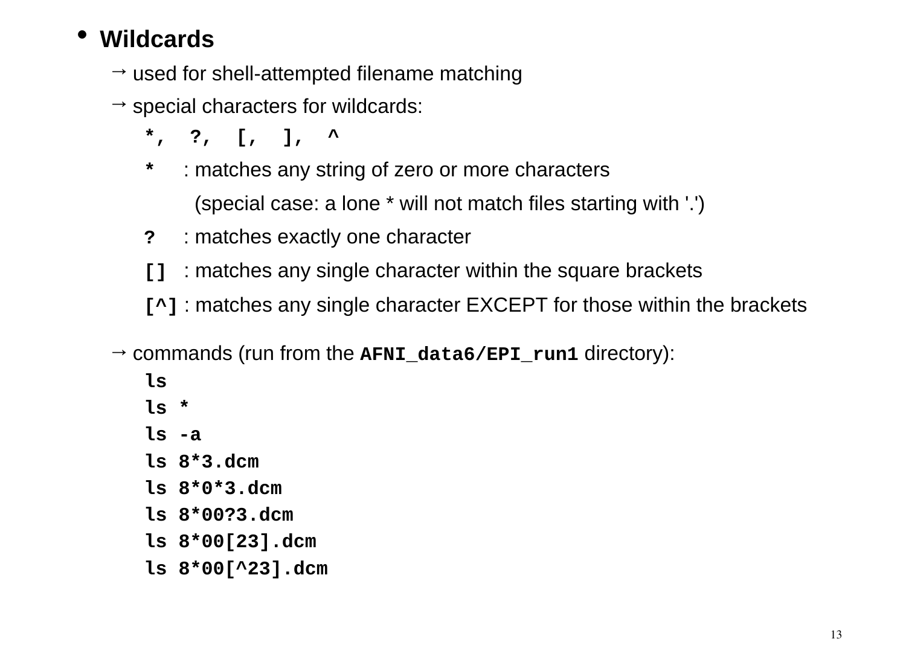- **Wildcards**
  - → used for shell-attempted filename matching
  - → special characters for wildcards:

    `*,  ?,  [,  ],  ^`

    `*` : matches any string of zero or more characters

    (special case: a lone * will not match files starting with '.')

    `?` : matches exactly one character

    `[]` : matches any single character within the square brackets

    `[^]` : matches any single character EXCEPT for those within the brackets

  - → commands (run from the **`AFNI_data6/EPI_run1`** directory):

```
ls
ls *
ls -a
ls 8*3.dcm
ls 8*0*3.dcm
ls 8*00?3.dcm
ls 8*00[23].dcm
ls 8*00[^23].dcm
```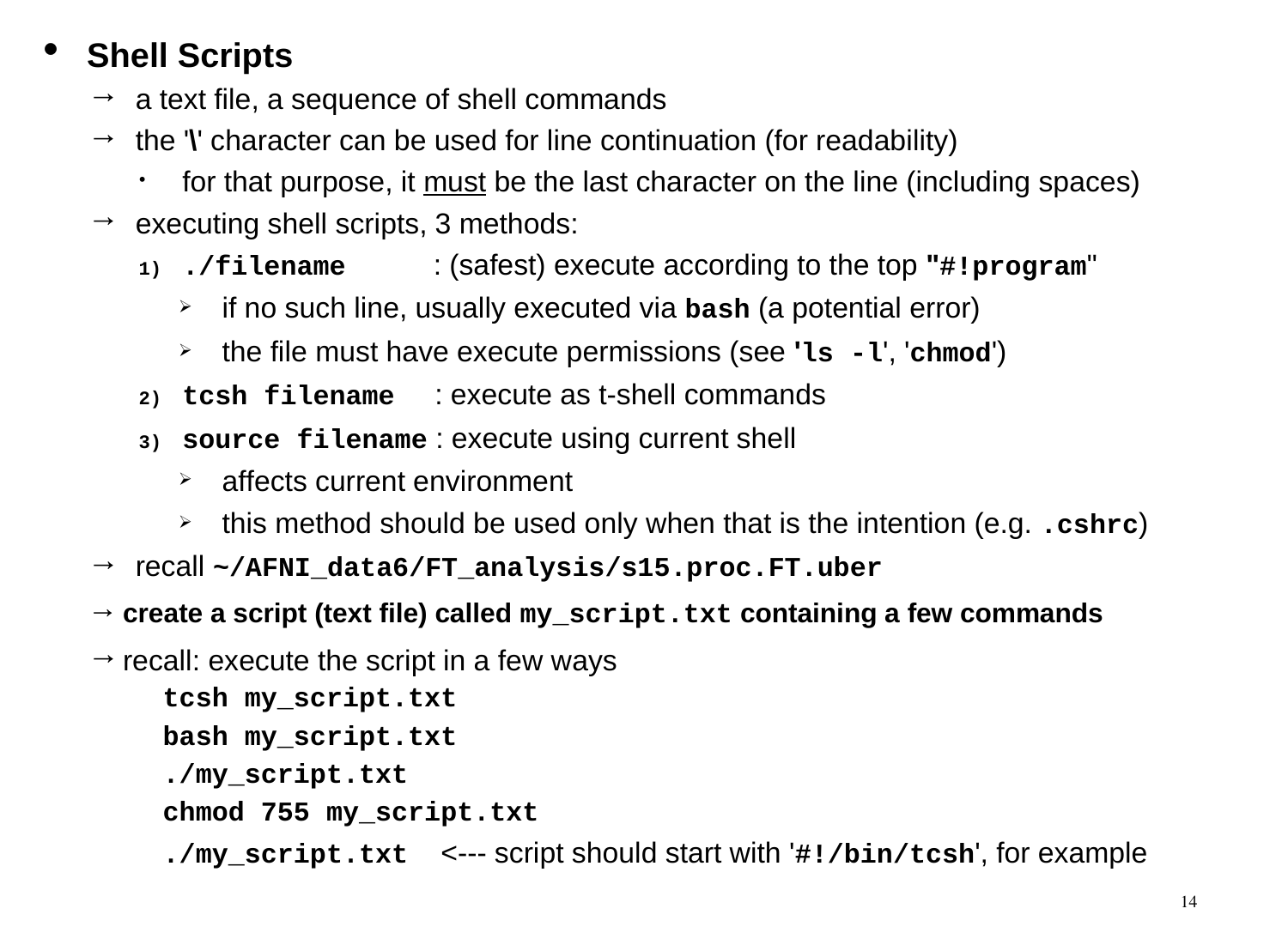- **Shell Scripts**
  - → a text file, a sequence of shell commands
  - → the '**\**' character can be used for line continuation (for readability)
    - for that purpose, it <u>must</u> be the last character on the line (including spaces)
  - → executing shell scripts, 3 methods:
    1) **`./filename`** : (safest) execute according to the top "**`#!program`**"
       - ➢ if no such line, usually executed via **`bash`** (a potential error)
       - ➢ the file must have execute permissions (see '**`ls -l`**', '**`chmod`**')
    2) **`tcsh filename`** : execute as t-shell commands
    3) **`source filename`** : execute using current shell
       - ➢ affects current environment
       - ➢ this method should be used only when that is the intention (e.g. **`.cshrc`**)
  - → recall **`~/AFNI_data6/FT_analysis/s15.proc.FT.uber`**
  - → **create a script (text file) called `my_script.txt` containing a few commands**
  - → recall: execute the script in a few ways

```
tcsh my_script.txt
bash my_script.txt
./my_script.txt
chmod 755 my_script.txt
./my_script.txt   <--- script should start with '#!/bin/tcsh', for example
```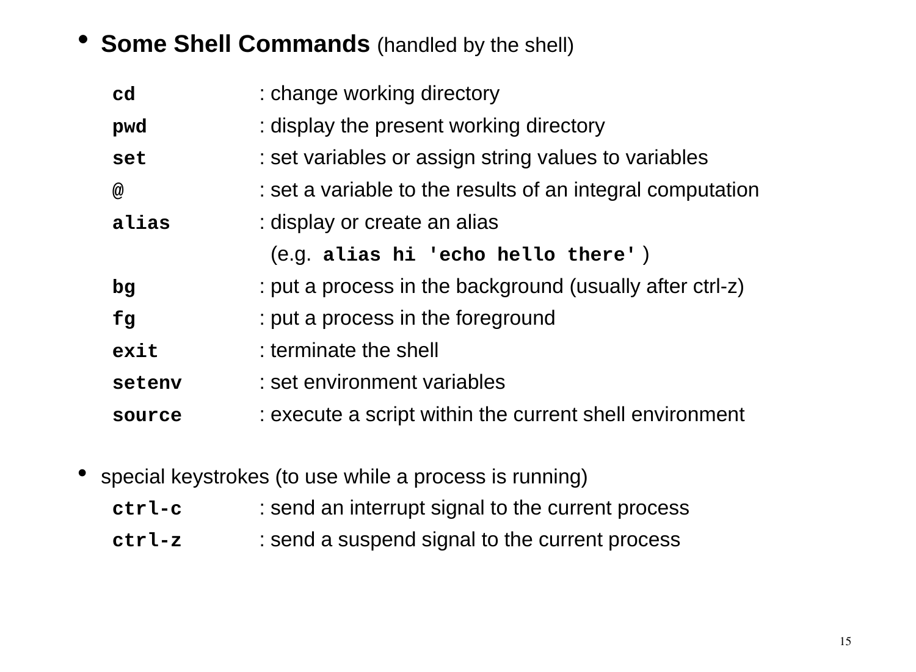- **Some Shell Commands** (handled by the shell)

| | |
|---|---|
| **`cd`** | : change working directory |
| **`pwd`** | : display the present working directory |
| **`set`** | : set variables or assign string values to variables |
| **`@`** | : set a variable to the results of an integral computation |
| **`alias`** | : display or create an alias (e.g. **`alias hi 'echo hello there'`** ) |
| **`bg`** | : put a process in the background (usually after ctrl-z) |
| **`fg`** | : put a process in the foreground |
| **`exit`** | : terminate the shell |
| **`setenv`** | : set environment variables |
| **`source`** | : execute a script within the current shell environment |

- special keystrokes (to use while a process is running)

| | |
|---|---|
| **`ctrl-c`** | : send an interrupt signal to the current process |
| **`ctrl-z`** | : send a suspend signal to the current process |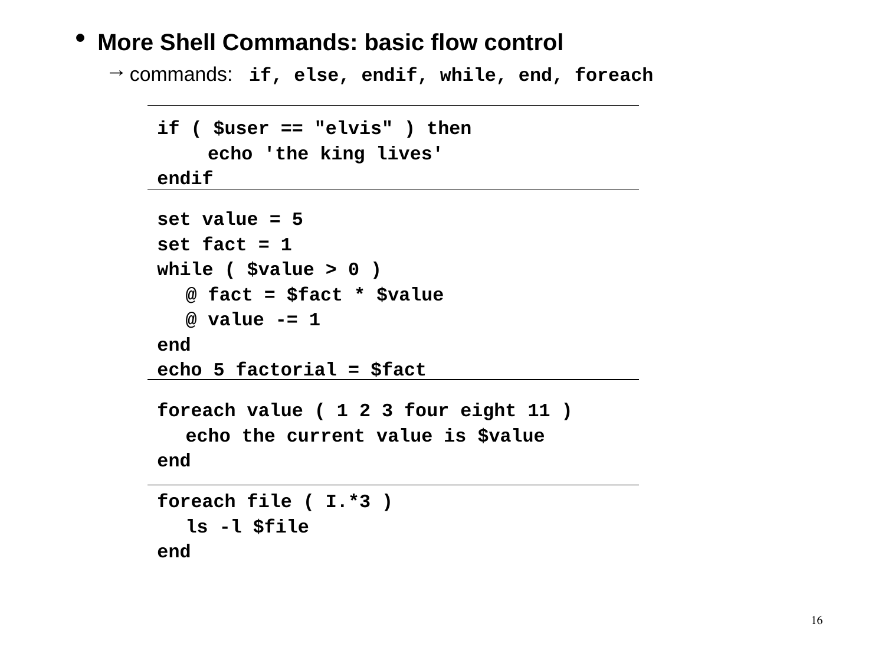- **More Shell Commands: basic flow control**
  - → commands: **`if, else, endif, while, end, foreach`**

```
if ( $user == "elvis" ) then
    echo 'the king lives'
endif
```

```
set value = 5
set fact = 1
while ( $value > 0 )
  @ fact = $fact * $value
  @ value -= 1
end
echo 5 factorial = $fact
```

```
foreach value ( 1 2 3 four eight 11 )
  echo the current value is $value
end
```

```
foreach file ( I.*3 )
  ls -l $file
end
```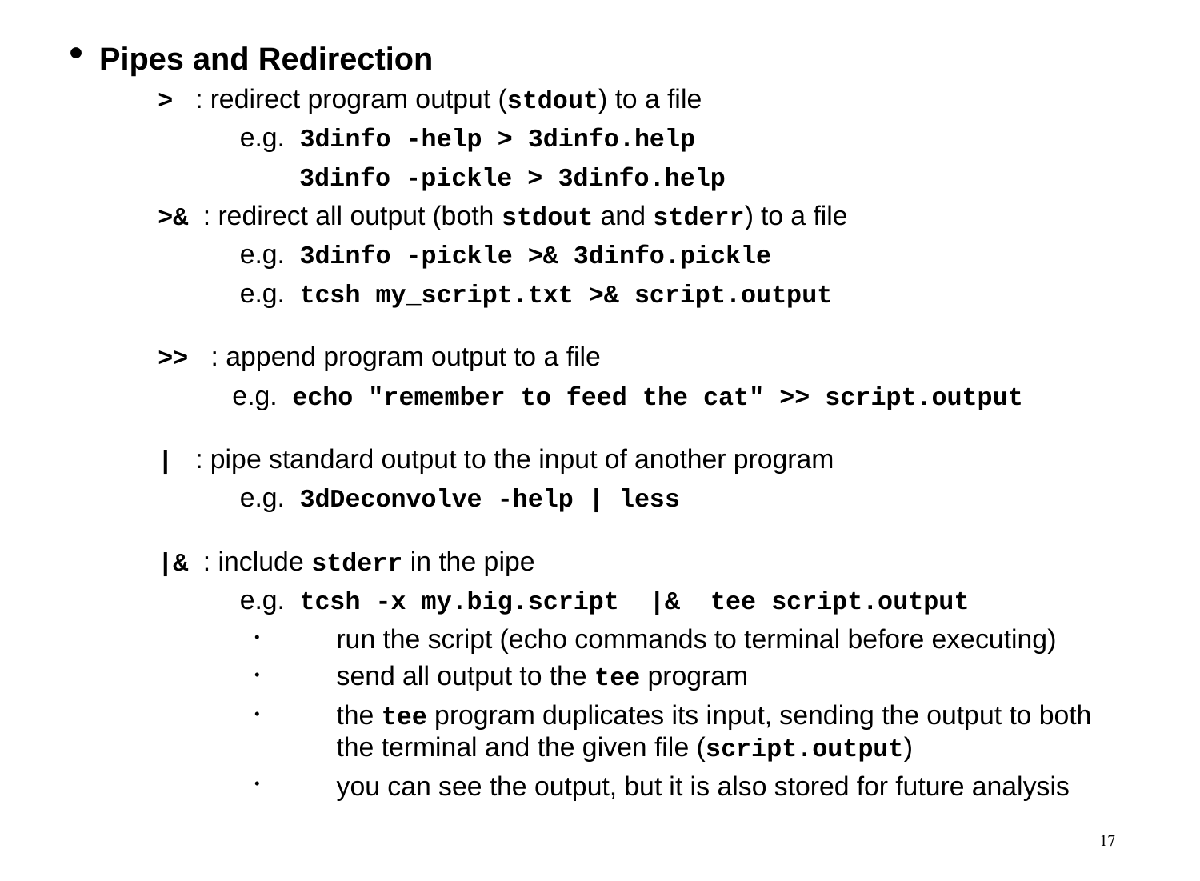- **Pipes and Redirection**
  - **`>`** : redirect program output (**`stdout`**) to a file
    - e.g. **`3dinfo -help > 3dinfo.help`**
    - **`3dinfo -pickle > 3dinfo.help`**
  - **`>&`** : redirect all output (both **`stdout`** and **`stderr`**) to a file
    - e.g. **`3dinfo -pickle >& 3dinfo.pickle`**
    - e.g. **`tcsh my_script.txt >& script.output`**
  - **`>>`** : append program output to a file
    - e.g. **`echo "remember to feed the cat" >> script.output`**
  - **`|`** : pipe standard output to the input of another program
    - e.g. **`3dDeconvolve -help | less`**
  - **`|&`** : include **`stderr`** in the pipe
    - e.g. **`tcsh -x my.big.script  |&  tee script.output`**
      - run the script (echo commands to terminal before executing)
      - send all output to the **`tee`** program
      - the **`tee`** program duplicates its input, sending the output to both the terminal and the given file (**`script.output`**)
      - you can see the output, but it is also stored for future analysis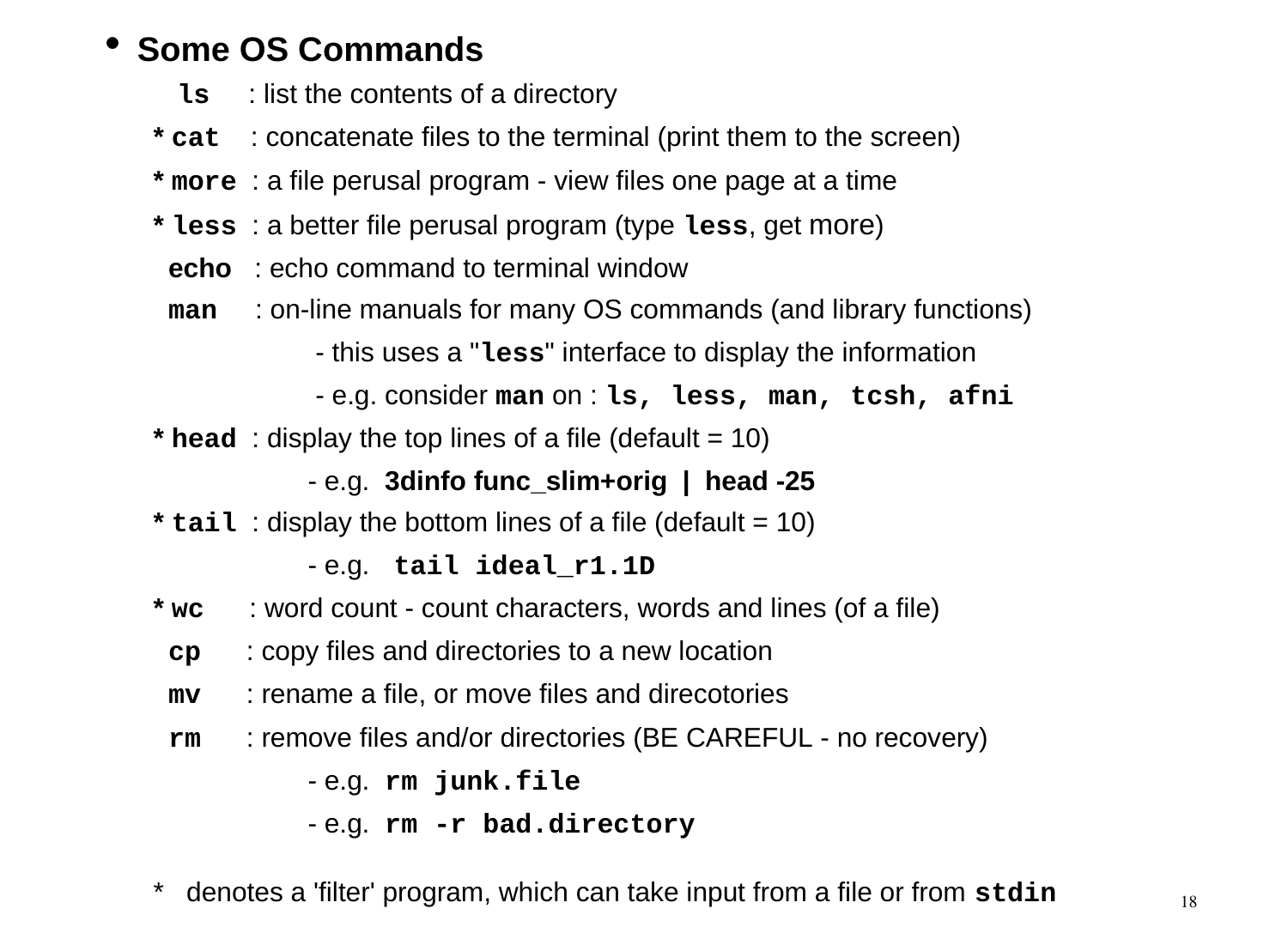- **Some OS Commands**

  **ls** : list the contents of a directory

  * **cat** : concatenate files to the terminal (print them to the screen)

  * **more** : a file perusal program - view files one page at a time

  * **less** : a better file perusal program (type **less**, get more)

  **echo** : echo command to terminal window

  **man** : on-line manuals for many OS commands (and library functions)

  - this uses a "**less**" interface to display the information
  - e.g. consider **man** on : **ls, less, man, tcsh, afni**

  * **head** : display the top lines of a file (default = 10)

  - e.g. **3dinfo func_slim+orig | head -25**

  * **tail** : display the bottom lines of a file (default = 10)

  - e.g. **tail ideal_r1.1D**

  * **wc** : word count - count characters, words and lines (of a file)

  **cp** : copy files and directories to a new location

  **mv** : rename a file, or move files and direcotories

  **rm** : remove files and/or directories (BE CAREFUL - no recovery)

  - e.g. **rm junk.file**
  - e.g. **rm -r bad.directory**

  * denotes a 'filter' program, which can take input from a file or from **stdin**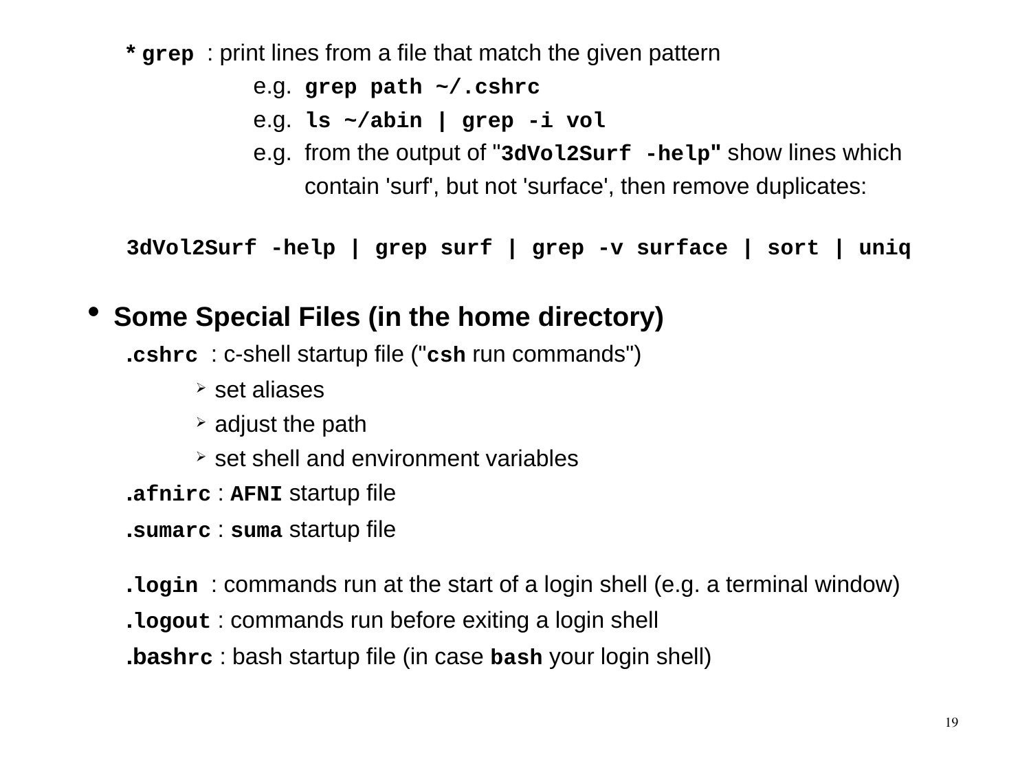* **`grep`** : print lines from a file that match the given pattern

    e.g. **`grep path ~/.cshrc`**

    e.g. **`ls ~/abin | grep -i vol`**

    e.g. from the output of "**`3dVol2Surf -help`**" show lines which contain 'surf', but not 'surface', then remove duplicates:

```
3dVol2Surf -help | grep surf | grep -v surface | sort | uniq
```

- **Some Special Files (in the home directory)**

  **`.cshrc`** : c-shell startup file ("**`csh`** run commands")

  - set aliases
  - adjust the path
  - set shell and environment variables

  **`.afnirc`** : **`AFNI`** startup file

  **`.sumarc`** : **`suma`** startup file

  **`.login`** : commands run at the start of a login shell (e.g. a terminal window)

  **`.logout`** : commands run before exiting a login shell

  **`.bashrc`** : bash startup file (in case **`bash`** your login shell)